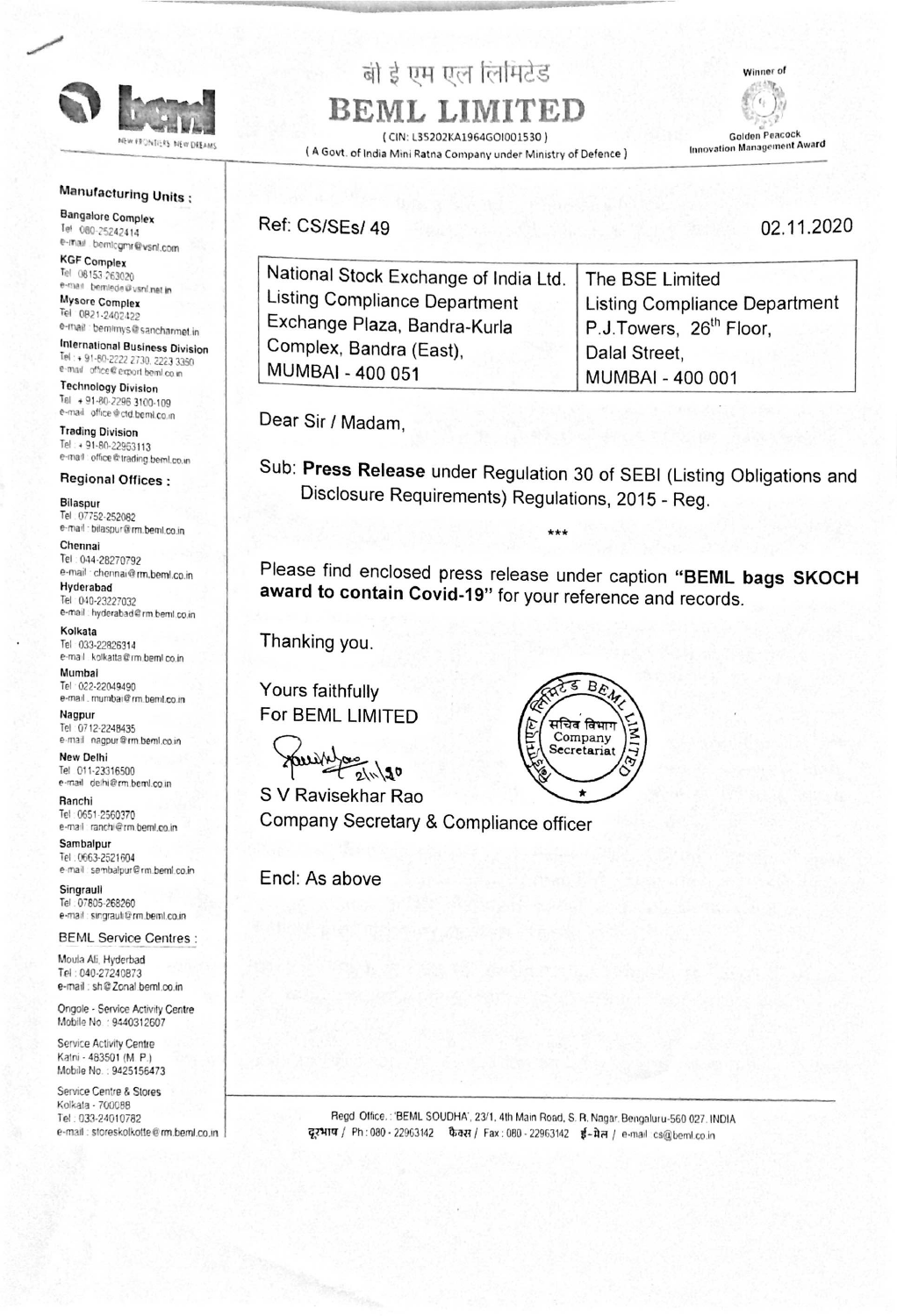बी इ एम एल लिमिटेड

# BEML LIMITED

( CIN: L35202KA1964GOI001530 )

( A Govt. of India Mini Ratna Company under Ministry of Defence )

Winner of Golden Peacock Innovation Management Award

**Manufacturing Units :**

**Bangalore Complex**
Tel 080-25242414
e-mail bemlcgmr@vsnl.com

**KGF Complex**
Tel 08153 263020
e-mail bemlede@vsnl.net.in

**Mysore Complex**
Tel 0821-2402422
e-mail bemlmys@sancharnet.in

**International Business Division**
Tel + 91-80-2222 2730, 2223 3350
e-mail office@export.beml.co.in

**Technology Division**
Tel + 91-80-2296 3100-109
e-mail office@ctd.beml.co.in

**Trading Division**
Tel + 91-80-22963113
e-mail office@trading.beml.co.in

**Regional Offices :**

**Bilaspur**
Tel 07752-252082
e-mail bilaspur@rm.beml.co.in

**Chennai**
Tel 044-28270792
e-mail chennai@rm.beml.co.in

**Hyderabad**
Tel 040-23227032
e-mail hyderabad@rm.beml.co.in

**Kolkata**
Tel 033-22826314
e-mail kolkatta@rm.beml.co.in

**Mumbai**
Tel 022-22049490
e-mail mumbai@rm.beml.co.in

**Nagpur**
Tel 0712-2248435
e-mail nagpur@rm.beml.co.in

**New Delhi**
Tel 011-23316500
e-mail delhi@rm.beml.co.in

**Ranchi**
Tel 0651-2560370
e-mail ranchi@rm.beml.co.in

**Sambalpur**
Tel 0663-2521604
e-mail sambalpur@rm.beml.co.in

**Singrauli**
Tel 07805-268260
e-mail singrauli@rm.beml.co.in

**BEML Service Centres :**

Moula Ali, Hyderbad
Tel : 040-27240873
e-mail : sh@Zonal.beml.co.in

Ongole - Service Activity Centre
Mobile No. : 9440312607

Service Activity Centre
Katni - 483501 (M. P.)
Mobile No. : 9425156473

Service Centre & Stores
Kolkata - 700088
Tel : 033-24010782
e-mail : storeskolkotte@rm.beml.co.in

---

Ref: CS/SEs/ 49 02.11.2020

| National Stock Exchange of India Ltd.<br>Listing Compliance Department<br>Exchange Plaza, Bandra-Kurla<br>Complex, Bandra (East),<br>MUMBAI - 400 051 | The BSE Limited<br>Listing Compliance Department<br>P.J.Towers, 26th Floor,<br>Dalal Street,<br>MUMBAI - 400 001 |
|---|---|

Dear Sir / Madam,

Sub: **Press Release** under Regulation 30 of SEBI (Listing Obligations and Disclosure Requirements) Regulations, 2015 - Reg.

***

Please find enclosed press release under caption **"BEML bags SKOCH award to contain Covid-19"** for your reference and records.

Thanking you.

Yours faithfully
For BEML LIMITED

2/11/20

S V Ravisekhar Rao
Company Secretary & Compliance officer

Encl: As above

Regd Office : 'BEML SOUDHA', 23/1, 4th Main Road, S. R. Nagar, Bengaluru-560 027. INDIA
दूरभाष / Ph : 080 - 22963142 फैक्स / Fax : 080 - 22963142 ई-मेल / e-mail cs@beml.co.in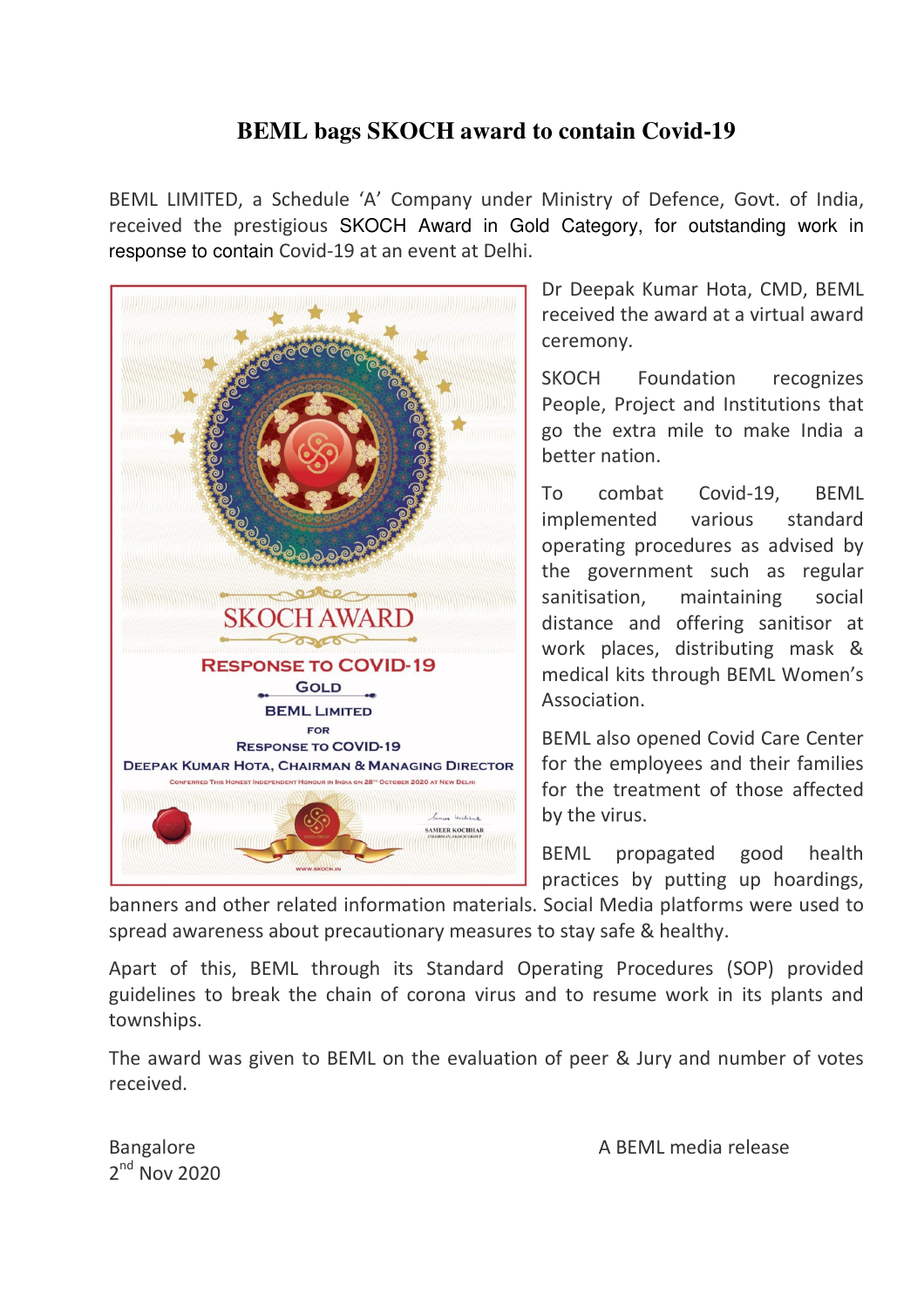# BEML bags SKOCH award to contain Covid-19

BEML LIMITED, a Schedule 'A' Company under Ministry of Defence, Govt. of India, received the prestigious SKOCH Award in Gold Category, for outstanding work in response to contain Covid-19 at an event at Delhi.

SKOCH AWARD

RESPONSE TO COVID-19

GOLD

BEML LIMITED

FOR

RESPONSE TO COVID-19

DEEPAK KUMAR HOTA, CHAIRMAN & MANAGING DIRECTOR

CONFERRED THIS HONEST INDEPENDENT HONOUR IN INDIA ON 28TH OCTOBER 2020 AT NEW DELHI

SAMEER KOCHHAR
CHAIRMAN, SKOCH GROUP

WWW.SKOCH.IN

Dr Deepak Kumar Hota, CMD, BEML received the award at a virtual award ceremony.

SKOCH Foundation recognizes People, Project and Institutions that go the extra mile to make India a better nation.

To combat Covid-19, BEML implemented various standard operating procedures as advised by the government such as regular sanitisation, maintaining social distance and offering sanitisor at work places, distributing mask & medical kits through BEML Women's Association.

BEML also opened Covid Care Center for the employees and their families for the treatment of those affected by the virus.

BEML propagated good health practices by putting up hoardings, banners and other related information materials. Social Media platforms were used to spread awareness about precautionary measures to stay safe & healthy.

Apart of this, BEML through its Standard Operating Procedures (SOP) provided guidelines to break the chain of corona virus and to resume work in its plants and townships.

The award was given to BEML on the evaluation of peer & Jury and number of votes received.

Bangalore
2nd Nov 2020

A BEML media release